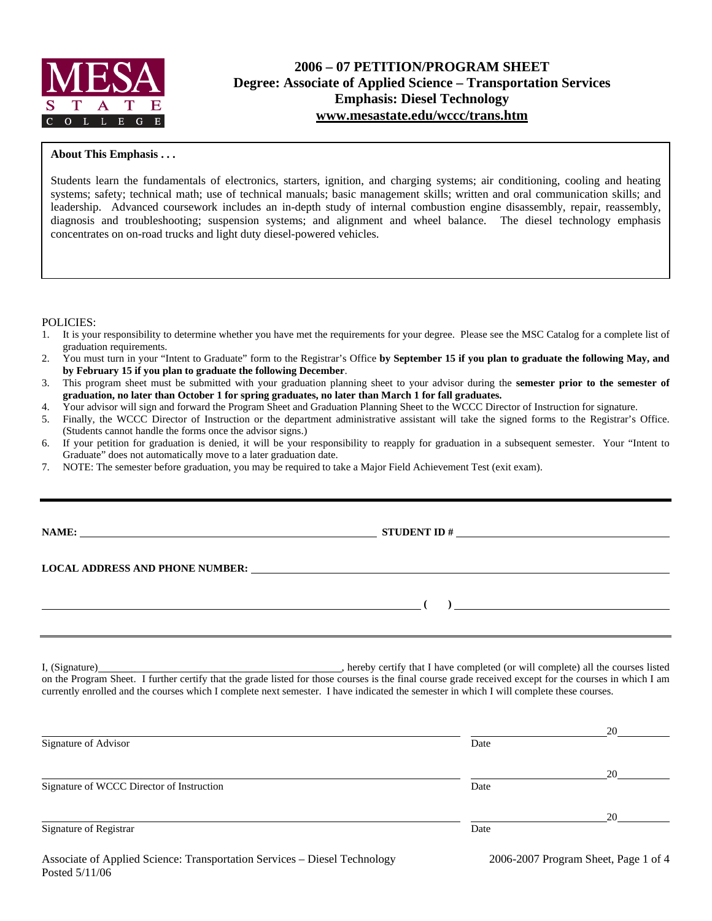MESA STATE COLLEGE

# 2006 – 07 PETITION/PROGRAM SHEET
## Degree: Associate of Applied Science – Transportation Services
## Emphasis: Diesel Technology
## www.mesastate.edu/wccc/trans.htm

**About This Emphasis . . .**

Students learn the fundamentals of electronics, starters, ignition, and charging systems; air conditioning, cooling and heating systems; safety; technical math; use of technical manuals; basic management skills; written and oral communication skills; and leadership. Advanced coursework includes an in-depth study of internal combustion engine disassembly, repair, reassembly, diagnosis and troubleshooting; suspension systems; and alignment and wheel balance. The diesel technology emphasis concentrates on on-road trucks and light duty diesel-powered vehicles.

POLICIES:

1. It is your responsibility to determine whether you have met the requirements for your degree. Please see the MSC Catalog for a complete list of graduation requirements.
2. You must turn in your "Intent to Graduate" form to the Registrar's Office **by September 15 if you plan to graduate the following May, and by February 15 if you plan to graduate the following December**.
3. This program sheet must be submitted with your graduation planning sheet to your advisor during the **semester prior to the semester of graduation, no later than October 1 for spring graduates, no later than March 1 for fall graduates.**
4. Your advisor will sign and forward the Program Sheet and Graduation Planning Sheet to the WCCC Director of Instruction for signature.
5. Finally, the WCCC Director of Instruction or the department administrative assistant will take the signed forms to the Registrar's Office. (Students cannot handle the forms once the advisor signs.)
6. If your petition for graduation is denied, it will be your responsibility to reapply for graduation in a subsequent semester. Your "Intent to Graduate" does not automatically move to a later graduation date.
7. NOTE: The semester before graduation, you may be required to take a Major Field Achievement Test (exit exam).

---

**NAME:** ______________________________ **STUDENT ID #** ______________________________

**LOCAL ADDRESS AND PHONE NUMBER:** ______________________________

______________________________ **(   )** ______________________________

---

I, (Signature)______________________________, hereby certify that I have completed (or will complete) all the courses listed on the Program Sheet. I further certify that the grade listed for those courses is the final course grade received except for the courses in which I am currently enrolled and the courses which I complete next semester. I have indicated the semester in which I will complete these courses.

______________________________ ______________ 20______
Signature of Advisor Date

______________________________ ______________ 20______
Signature of WCCC Director of Instruction Date

______________________________ ______________ 20______
Signature of Registrar Date

Associate of Applied Science: Transportation Services – Diesel Technology
Posted 5/11/06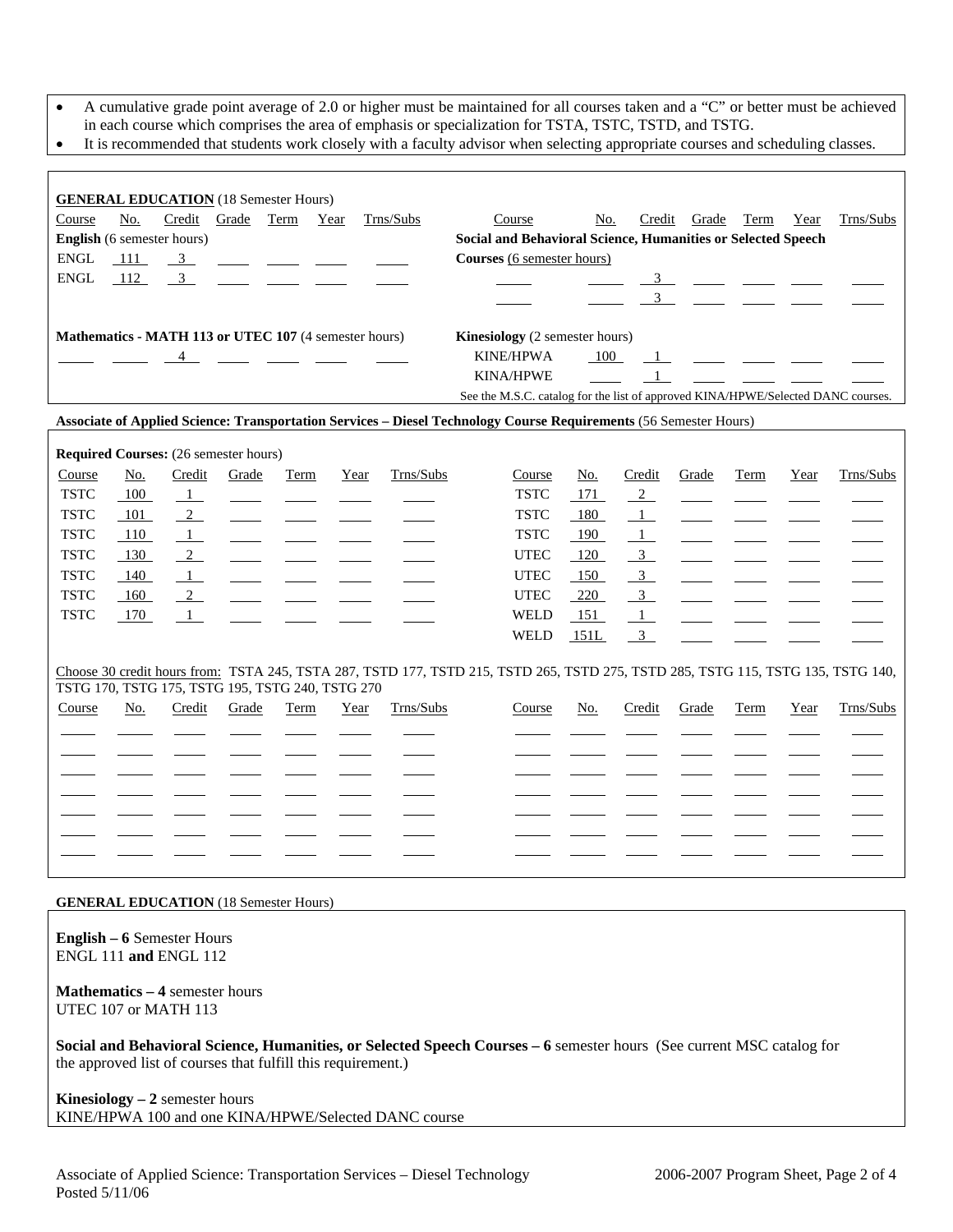- A cumulative grade point average of 2.0 or higher must be maintained for all courses taken and a "C" or better must be achieved in each course which comprises the area of emphasis or specialization for TSTA, TSTC, TSTD, and TSTG.
- It is recommended that students work closely with a faculty advisor when selecting appropriate courses and scheduling classes.

**GENERAL EDUCATION** (18 Semester Hours)

**English** (6 semester hours)

| Course | No. | Credit | Grade | Term | Year | Trns/Subs |
|---|---|---|---|---|---|---|
| ENGL | 111 | 3 | | | | |
| ENGL | 112 | 3 | | | | |

**Mathematics - MATH 113 or UTEC 107** (4 semester hours)

| Course | No. | Credit | Grade | Term | Year | Trns/Subs |
|---|---|---|---|---|---|---|
| | | 4 | | | | |

**Social and Behavioral Science, Humanities or Selected Speech Courses** (6 semester hours)

| Course | No. | Credit | Grade | Term | Year | Trns/Subs |
|---|---|---|---|---|---|---|
| | | 3 | | | | |
| | | 3 | | | | |

**Kinesiology** (2 semester hours)

| Course | No. | Credit | Grade | Term | Year | Trns/Subs |
|---|---|---|---|---|---|---|
| KINE/HPWA | 100 | 1 | | | | |
| KINA/HPWE | | 1 | | | | |

See the M.S.C. catalog for the list of approved KINA/HPWE/Selected DANC courses.

**Associate of Applied Science: Transportation Services – Diesel Technology Course Requirements** (56 Semester Hours)

**Required Courses:** (26 semester hours)

| Course | No. | Credit | Grade | Term | Year | Trns/Subs | Course | No. | Credit | Grade | Term | Year | Trns/Subs |
|---|---|---|---|---|---|---|---|---|---|---|---|---|---|
| TSTC | 100 | 1 | | | | | TSTC | 171 | 2 | | | | |
| TSTC | 101 | 2 | | | | | TSTC | 180 | 1 | | | | |
| TSTC | 110 | 1 | | | | | TSTC | 190 | 1 | | | | |
| TSTC | 130 | 2 | | | | | UTEC | 120 | 3 | | | | |
| TSTC | 140 | 1 | | | | | UTEC | 150 | 3 | | | | |
| TSTC | 160 | 2 | | | | | UTEC | 220 | 3 | | | | |
| TSTC | 170 | 1 | | | | | WELD | 151 | 1 | | | | |
| | | | | | | | WELD | 151L | 3 | | | | |

Choose 30 credit hours from: TSTA 245, TSTA 287, TSTD 177, TSTD 215, TSTD 265, TSTD 275, TSTD 285, TSTG 115, TSTG 135, TSTG 140, TSTG 170, TSTG 175, TSTG 195, TSTG 240, TSTG 270

| Course | No. | Credit | Grade | Term | Year | Trns/Subs | Course | No. | Credit | Grade | Term | Year | Trns/Subs |
|---|---|---|---|---|---|---|---|---|---|---|---|---|---|
| | | | | | | | | | | | | | |
| | | | | | | | | | | | | | |
| | | | | | | | | | | | | | |
| | | | | | | | | | | | | | |
| | | | | | | | | | | | | | |
| | | | | | | | | | | | | | |
| | | | | | | | | | | | | | |

**GENERAL EDUCATION** (18 Semester Hours)

**English – 6** Semester Hours
ENGL 111 **and** ENGL 112

**Mathematics – 4** semester hours
UTEC 107 or MATH 113

**Social and Behavioral Science, Humanities, or Selected Speech Courses – 6** semester hours (See current MSC catalog for the approved list of courses that fulfill this requirement.)

**Kinesiology – 2** semester hours
KINE/HPWA 100 and one KINA/HPWE/Selected DANC course

Associate of Applied Science: Transportation Services – Diesel Technology
Posted 5/11/06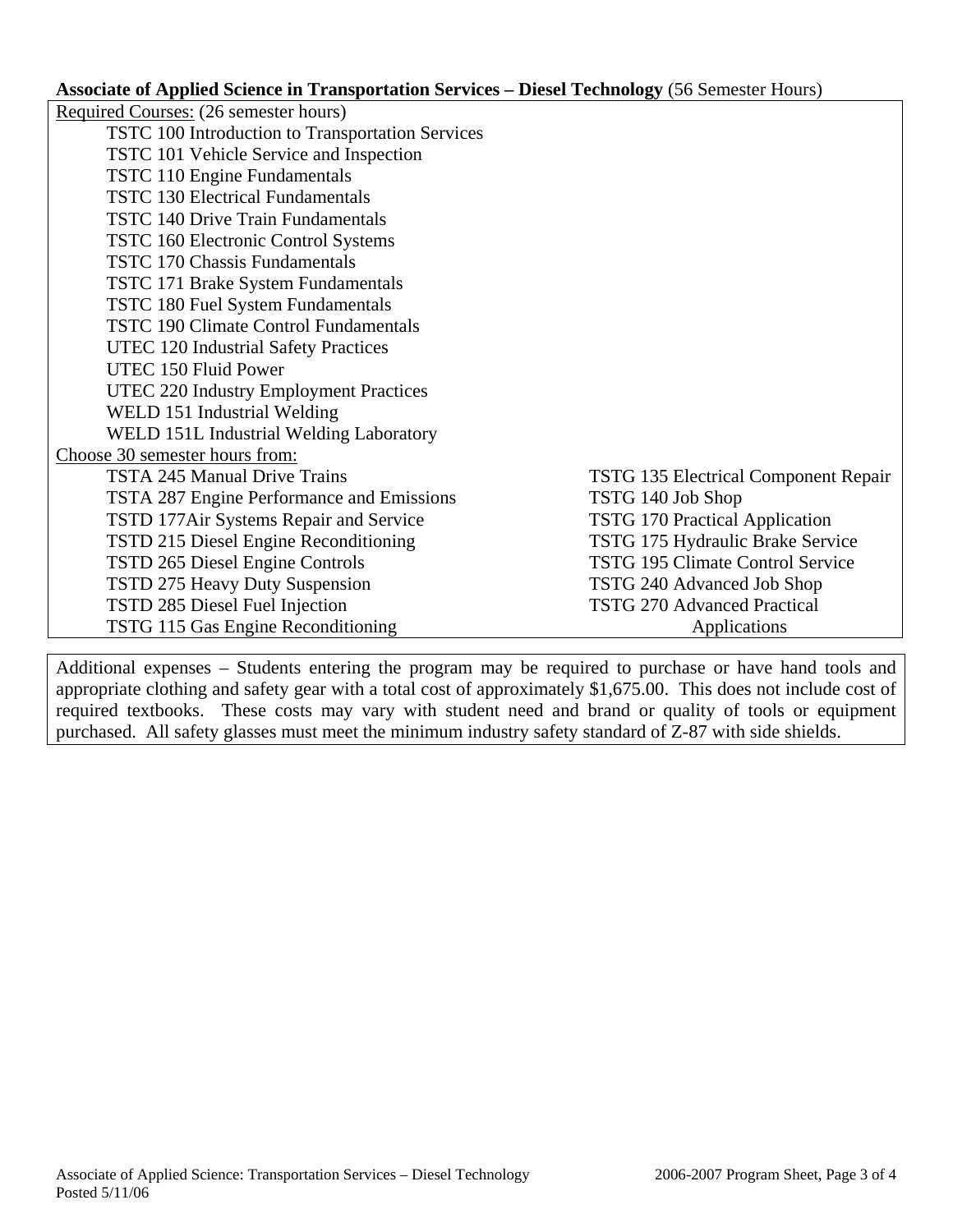**Associate of Applied Science in Transportation Services – Diesel Technology** (56 Semester Hours)

Required Courses: (26 semester hours)

- TSTC 100 Introduction to Transportation Services
- TSTC 101 Vehicle Service and Inspection
- TSTC 110 Engine Fundamentals
- TSTC 130 Electrical Fundamentals
- TSTC 140 Drive Train Fundamentals
- TSTC 160 Electronic Control Systems
- TSTC 170 Chassis Fundamentals
- TSTC 171 Brake System Fundamentals
- TSTC 180 Fuel System Fundamentals
- TSTC 190 Climate Control Fundamentals
- UTEC 120 Industrial Safety Practices
- UTEC 150 Fluid Power
- UTEC 220 Industry Employment Practices
- WELD 151 Industrial Welding
- WELD 151L Industrial Welding Laboratory

Choose 30 semester hours from:

- TSTA 245 Manual Drive Trains
- TSTA 287 Engine Performance and Emissions
- TSTD 177Air Systems Repair and Service
- TSTD 215 Diesel Engine Reconditioning
- TSTD 265 Diesel Engine Controls
- TSTD 275 Heavy Duty Suspension
- TSTD 285 Diesel Fuel Injection
- TSTG 115 Gas Engine Reconditioning
- TSTG 135 Electrical Component Repair
- TSTG 140 Job Shop
- TSTG 170 Practical Application
- TSTG 175 Hydraulic Brake Service
- TSTG 195 Climate Control Service
- TSTG 240 Advanced Job Shop
- TSTG 270 Advanced Practical Applications

Additional expenses – Students entering the program may be required to purchase or have hand tools and appropriate clothing and safety gear with a total cost of approximately $1,675.00. This does not include cost of required textbooks. These costs may vary with student need and brand or quality of tools or equipment purchased. All safety glasses must meet the minimum industry safety standard of Z-87 with side shields.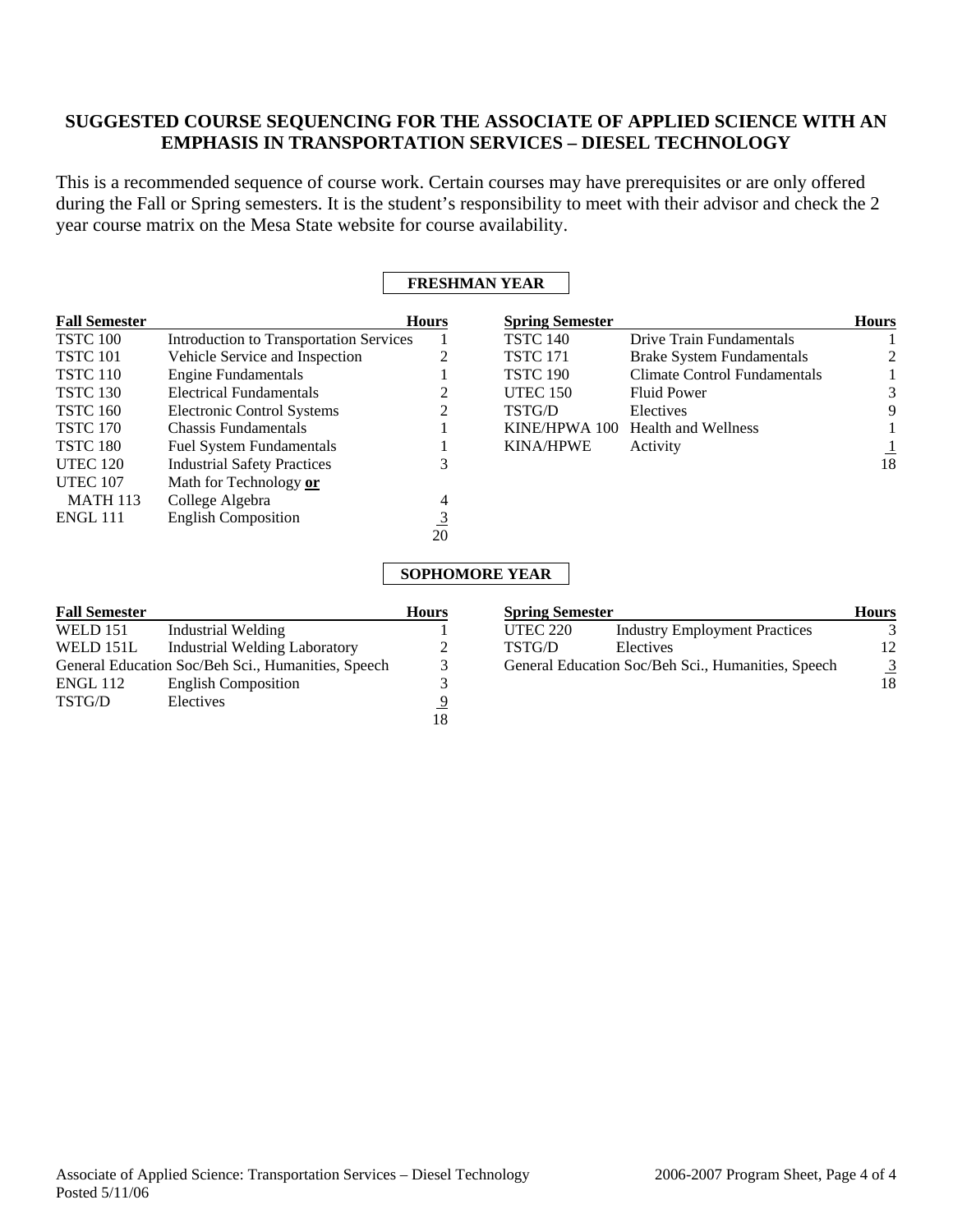# SUGGESTED COURSE SEQUENCING FOR THE ASSOCIATE OF APPLIED SCIENCE WITH AN EMPHASIS IN TRANSPORTATION SERVICES – DIESEL TECHNOLOGY

This is a recommended sequence of course work. Certain courses may have prerequisites or are only offered during the Fall or Spring semesters. It is the student's responsibility to meet with their advisor and check the 2 year course matrix on the Mesa State website for course availability.

## FRESHMAN YEAR

| Fall Semester | | Hours |
|---|---|---|
| TSTC 100 | Introduction to Transportation Services | 1 |
| TSTC 101 | Vehicle Service and Inspection | 2 |
| TSTC 110 | Engine Fundamentals | 1 |
| TSTC 130 | Electrical Fundamentals | 2 |
| TSTC 160 | Electronic Control Systems | 2 |
| TSTC 170 | Chassis Fundamentals | 1 |
| TSTC 180 | Fuel System Fundamentals | 1 |
| UTEC 120 | Industrial Safety Practices | 3 |
| UTEC 107 | Math for Technology **or** | |
| MATH 113 | College Algebra | 4 |
| ENGL 111 | English Composition | 3 |
| | | 20 |

| Spring Semester | | Hours |
|---|---|---|
| TSTC 140 | Drive Train Fundamentals | 1 |
| TSTC 171 | Brake System Fundamentals | 2 |
| TSTC 190 | Climate Control Fundamentals | 1 |
| UTEC 150 | Fluid Power | 3 |
| TSTG/D | Electives | 9 |
| KINE/HPWA 100 | Health and Wellness | 1 |
| KINA/HPWE | Activity | 1 |
| | | 18 |

## SOPHOMORE YEAR

| Fall Semester | | Hours |
|---|---|---|
| WELD 151 | Industrial Welding | 1 |
| WELD 151L | Industrial Welding Laboratory | 2 |
| General Education Soc/Beh Sci., Humanities, Speech | | 3 |
| ENGL 112 | English Composition | 3 |
| TSTG/D | Electives | 9 |
| | | 18 |

| Spring Semester | | Hours |
|---|---|---|
| UTEC 220 | Industry Employment Practices | 3 |
| TSTG/D | Electives | 12 |
| General Education Soc/Beh Sci., Humanities, Speech | | 3 |
| | | 18 |

Associate of Applied Science: Transportation Services – Diesel Technology
Posted 5/11/06